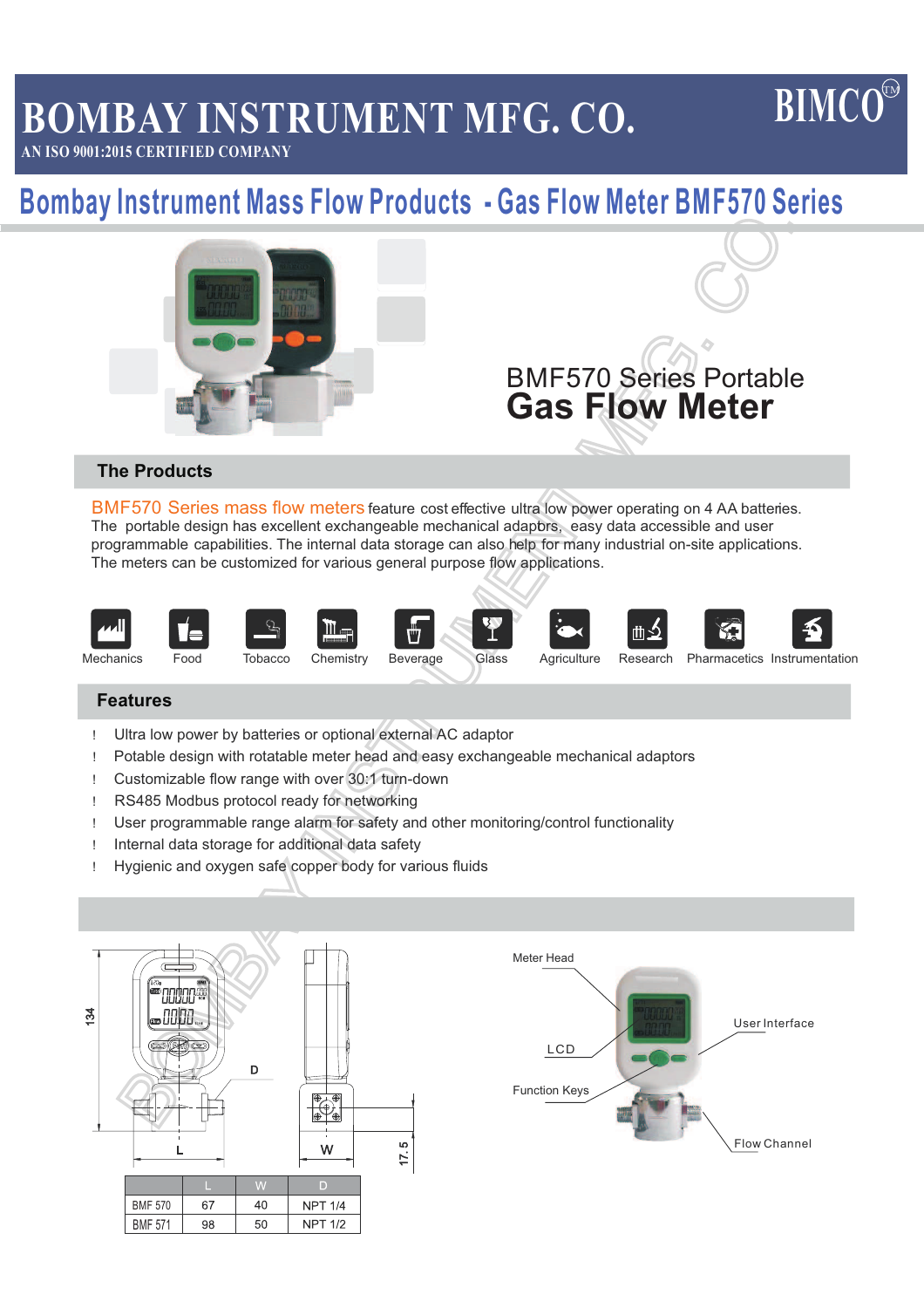# BOMBAY INSTRUMENT MFG. CO.

AN ISO 9001:2015 CERTIFIED COMPANY

BIMCO

## Bombay Instrument Mass Flow Products - Gas Flow Meter BMF570 Series

BMF570 Series Portable
**Gas Flow Meter**

## The Products

BMF570 Series mass flow meters feature cost effective ultra low power operating on 4 AA batteries. The portable design has excellent exchangeable mechanical adapors, easy data accessible and user programmable capabilities. The internal data storage can also help for many industrial on-site applications. The meters can be customized for various general purpose flow applications.

Mechanics | Food | Tobacco | Chemistry | Beverage | Glass | Agriculture | Research | Pharmacetics | Instrumentation

## Features

- Ultra low power by batteries or optional external AC adaptor
- Potable design with rotatable meter head and easy exchangeable mechanical adaptors
- Customizable flow range with over 30:1 turn-down
- RS485 Modbus protocol ready for networking
- User programmable range alarm for safety and other monitoring/control functionality
- Internal data storage for additional data safety
- Hygienic and oxygen safe copper body for various fluids

134 | D | L | W | 17.5

| | L | W | D |
|---|---|---|---|
| BMF 570 | 67 | 40 | NPT 1/4 |
| BMF 571 | 98 | 50 | NPT 1/2 |

Meter Head | LCD | Function Keys | User Interface | Flow Channel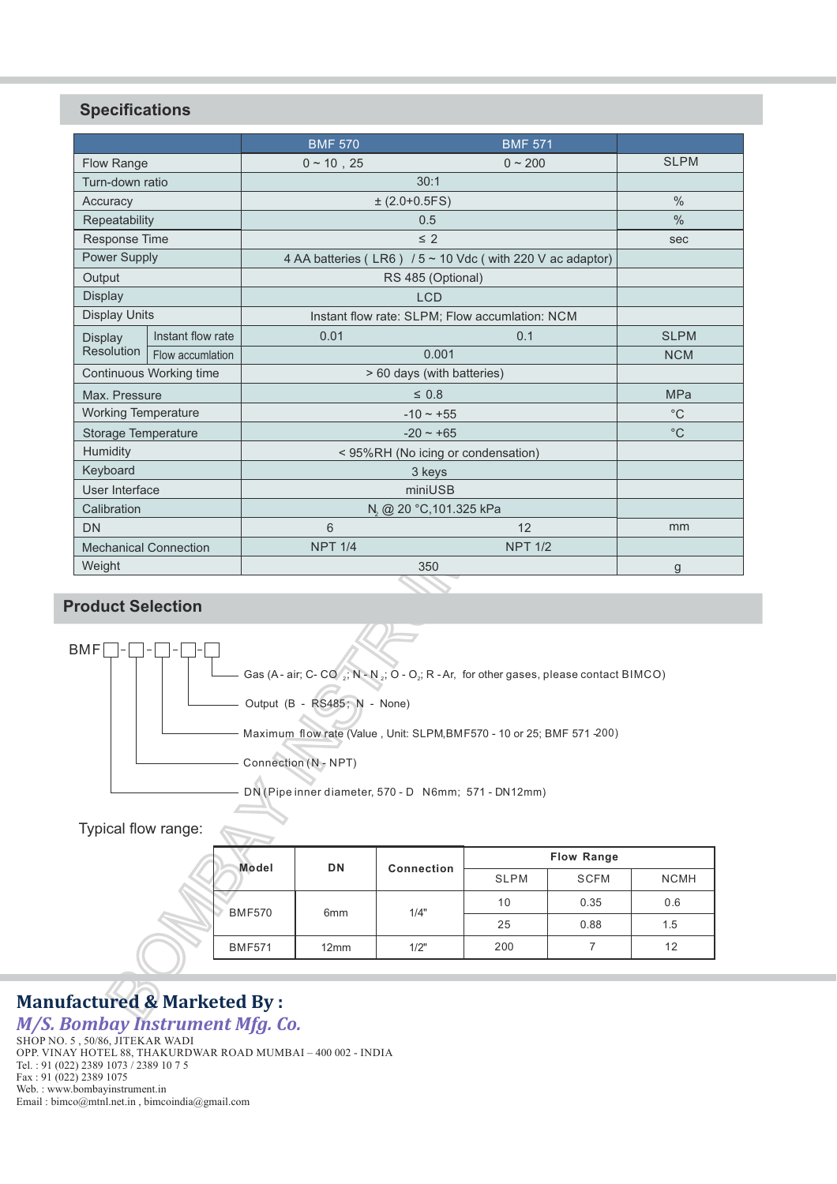## Specifications

| | | BMF 570 | BMF 571 | |
|---|---|---|---|---|
| Flow Range | | 0 ~ 10 , 25 | 0 ~ 200 | SLPM |
| Turn-down ratio | | 30:1 | | |
| Accuracy | | ± (2.0+0.5FS) | | % |
| Repeatability | | 0.5 | | % |
| Response Time | | ≤ 2 | | sec |
| Power Supply | | 4 AA batteries ( LR6 ) / 5 ~ 10 Vdc ( with 220 V ac adaptor) | | |
| Output | | RS 485 (Optional) | | |
| Display | | LCD | | |
| Display Units | | Instant flow rate: SLPM; Flow accumlation: NCM | | |
| Display Resolution | Instant flow rate | 0.01 | 0.1 | SLPM |
| | Flow accumlation | 0.001 | | NCM |
| Continuous Working time | | > 60 days (with batteries) | | |
| Max. Pressure | | ≤ 0.8 | | MPa |
| Working Temperature | | -10 ~ +55 | | °C |
| Storage Temperature | | -20 ~ +65 | | °C |
| Humidity | | < 95%RH (No icing or condensation) | | |
| Keyboard | | 3 keys | | |
| User Interface | | miniUSB | | |
| Calibration | | $N_2$ @ 20 °C,101.325 kPa | | |
| DN | | 6 | 12 | mm |
| Mechanical Connection | | NPT 1/4 | NPT 1/2 | |
| Weight | | 350 | | g |

## Product Selection

BMF□-□-□-□-□

- Gas (A - air; C- $CO_2$; N - $N_2$; O - $O_2$; R - Ar, for other gases, please contact BIMCO)
- Output (B - RS485; N - None)
- Maximum flow rate (Value , Unit: SLPM,BMF570 - 10 or 25; BMF 571 -200)
- Connection (N - NPT)
- DN (Pipe inner diameter, 570 - DN6mm; 571 - DN12mm)

Typical flow range:

| Model | DN | Connection | Flow Range | | |
|---|---|---|---|---|---|
| | | | SLPM | SCFM | NCMH |
| BMF570 | 6mm | 1/4" | 10 | 0.35 | 0.6 |
| | | | 25 | 0.88 | 1.5 |
| BMF571 | 12mm | 1/2" | 200 | 7 | 12 |

**Manufactured & Marketed By :**

***M/S. Bombay Instrument Mfg. Co.***

SHOP NO. 5 , 50/86, JITEKAR WADI
OPP. VINAY HOTEL 88, THAKURDWAR ROAD MUMBAI – 400 002 - INDIA
Tel. : 91 (022) 2389 1073 / 2389 10 7 5
Fax : 91 (022) 2389 1075
Web. : www.bombayinstrument.in
Email : bimco@mtnl.net.in , bimcoindia@gmail.com